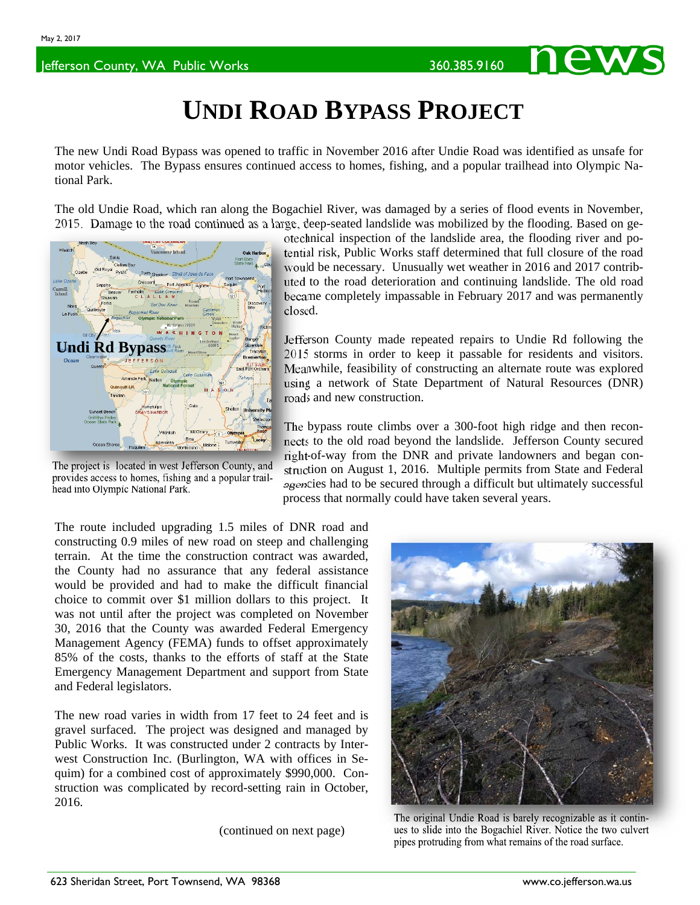May 2, 2017

Jefferson County, WA Public Works 360.385.9160 **news**

# UNDI ROAD BYPASS PROJECT

The new Undi Road Bypass was opened to traffic in November 2016 after Undie Road was identified as unsafe for motor vehicles. The Bypass ensures continued access to homes, fishing, and a popular trailhead into Olympic National Park.

The old Undie Road, which ran along the Bogachiel River, was damaged by a series of flood events in November, 2015. Damage to the road continued as a large, deep-seated landslide was mobilized by the flooding. Based on geotechnical inspection of the landslide area, the flooding river and potential risk, Public Works staff determined that full closure of the road would be necessary. Unusually wet weather in 2016 and 2017 contributed to the road deterioration and continuing landslide. The old road became completely impassable in February 2017 and was permanently closed.

The project is located in west Jefferson County, and provides access to homes, fishing and a popular trailhead into Olympic National Park.

Jefferson County made repeated repairs to Undie Rd following the 2015 storms in order to keep it passable for residents and visitors. Meanwhile, feasibility of constructing an alternate route was explored using a network of State Department of Natural Resources (DNR) roads and new construction.

The bypass route climbs over a 300-foot high ridge and then reconnects to the old road beyond the landslide. Jefferson County secured right-of-way from the DNR and private landowners and began construction on August 1, 2016. Multiple permits from State and Federal agencies had to be secured through a difficult but ultimately successful process that normally could have taken several years.

The route included upgrading 1.5 miles of DNR road and constructing 0.9 miles of new road on steep and challenging terrain. At the time the construction contract was awarded, the County had no assurance that any federal assistance would be provided and had to make the difficult financial choice to commit over $1 million dollars to this project. It was not until after the project was completed on November 30, 2016 that the County was awarded Federal Emergency Management Agency (FEMA) funds to offset approximately 85% of the costs, thanks to the efforts of staff at the State Emergency Management Department and support from State and Federal legislators.

The new road varies in width from 17 feet to 24 feet and is gravel surfaced. The project was designed and managed by Public Works. It was constructed under 2 contracts by Interwest Construction Inc. (Burlington, WA with offices in Sequim) for a combined cost of approximately $990,000. Construction was complicated by record-setting rain in October, 2016.

(continued on next page)

The original Undie Road is barely recognizable as it continues to slide into the Bogachiel River. Notice the two culvert pipes protruding from what remains of the road surface.

623 Sheridan Street, Port Townsend, WA 98368 www.co.jefferson.wa.us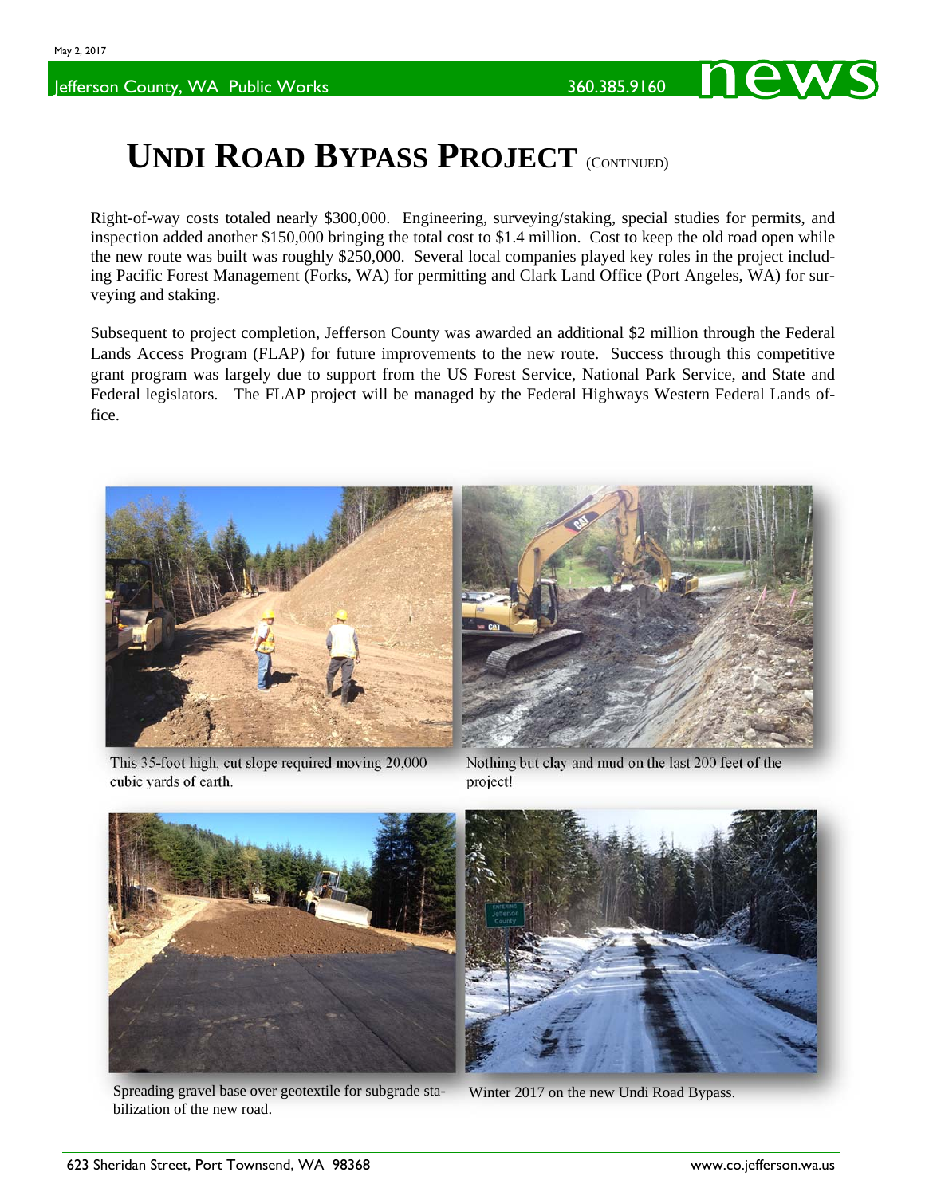# UNDI ROAD BYPASS PROJECT (CONTINUED)

Right-of-way costs totaled nearly $300,000. Engineering, surveying/staking, special studies for permits, and inspection added another $150,000 bringing the total cost to $1.4 million. Cost to keep the old road open while the new route was built was roughly $250,000. Several local companies played key roles in the project including Pacific Forest Management (Forks, WA) for permitting and Clark Land Office (Port Angeles, WA) for surveying and staking.

Subsequent to project completion, Jefferson County was awarded an additional $2 million through the Federal Lands Access Program (FLAP) for future improvements to the new route. Success through this competitive grant program was largely due to support from the US Forest Service, National Park Service, and State and Federal legislators. The FLAP project will be managed by the Federal Highways Western Federal Lands office.

This 35-foot high, cut slope required moving 20,000 cubic yards of earth.

Nothing but clay and mud on the last 200 feet of the project!

Spreading gravel base over geotextile for subgrade stabilization of the new road.

Winter 2017 on the new Undi Road Bypass.